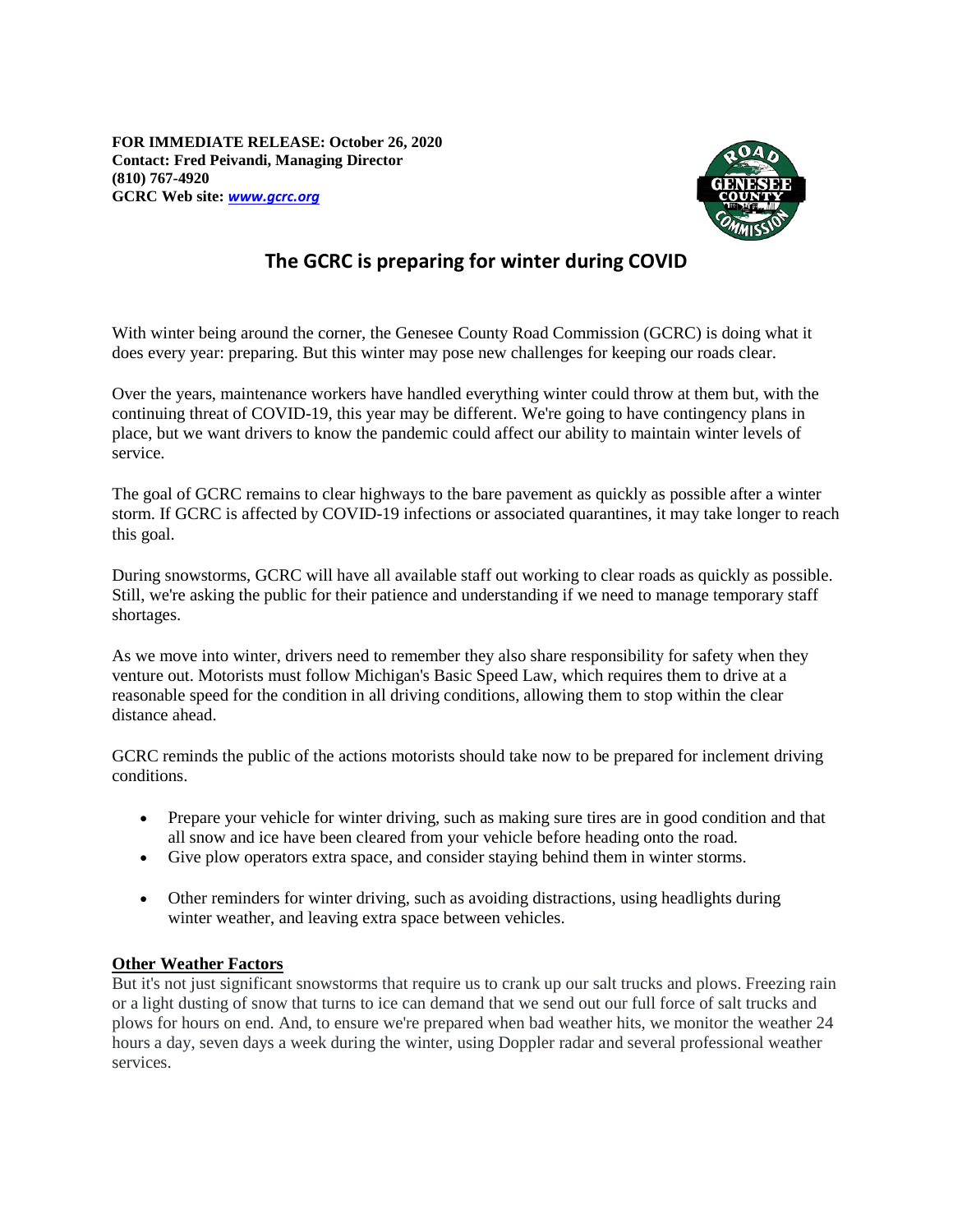**FOR IMMEDIATE RELEASE: October 26, 2020**
**Contact: Fred Peivandi, Managing Director**
**(810) 767-4920**
**GCRC Web site: *www.gcrc.org***

# The GCRC is preparing for winter during COVID

With winter being around the corner, the Genesee County Road Commission (GCRC) is doing what it does every year: preparing. But this winter may pose new challenges for keeping our roads clear.

Over the years, maintenance workers have handled everything winter could throw at them but, with the continuing threat of COVID-19, this year may be different. We're going to have contingency plans in place, but we want drivers to know the pandemic could affect our ability to maintain winter levels of service.

The goal of GCRC remains to clear highways to the bare pavement as quickly as possible after a winter storm. If GCRC is affected by COVID-19 infections or associated quarantines, it may take longer to reach this goal.

During snowstorms, GCRC will have all available staff out working to clear roads as quickly as possible. Still, we're asking the public for their patience and understanding if we need to manage temporary staff shortages.

As we move into winter, drivers need to remember they also share responsibility for safety when they venture out. Motorists must follow Michigan's Basic Speed Law, which requires them to drive at a reasonable speed for the condition in all driving conditions, allowing them to stop within the clear distance ahead.

GCRC reminds the public of the actions motorists should take now to be prepared for inclement driving conditions.

- Prepare your vehicle for winter driving, such as making sure tires are in good condition and that all snow and ice have been cleared from your vehicle before heading onto the road.
- Give plow operators extra space, and consider staying behind them in winter storms.
- Other reminders for winter driving, such as avoiding distractions, using headlights during winter weather, and leaving extra space between vehicles.

## Other Weather Factors

But it's not just significant snowstorms that require us to crank up our salt trucks and plows. Freezing rain or a light dusting of snow that turns to ice can demand that we send out our full force of salt trucks and plows for hours on end. And, to ensure we're prepared when bad weather hits, we monitor the weather 24 hours a day, seven days a week during the winter, using Doppler radar and several professional weather services.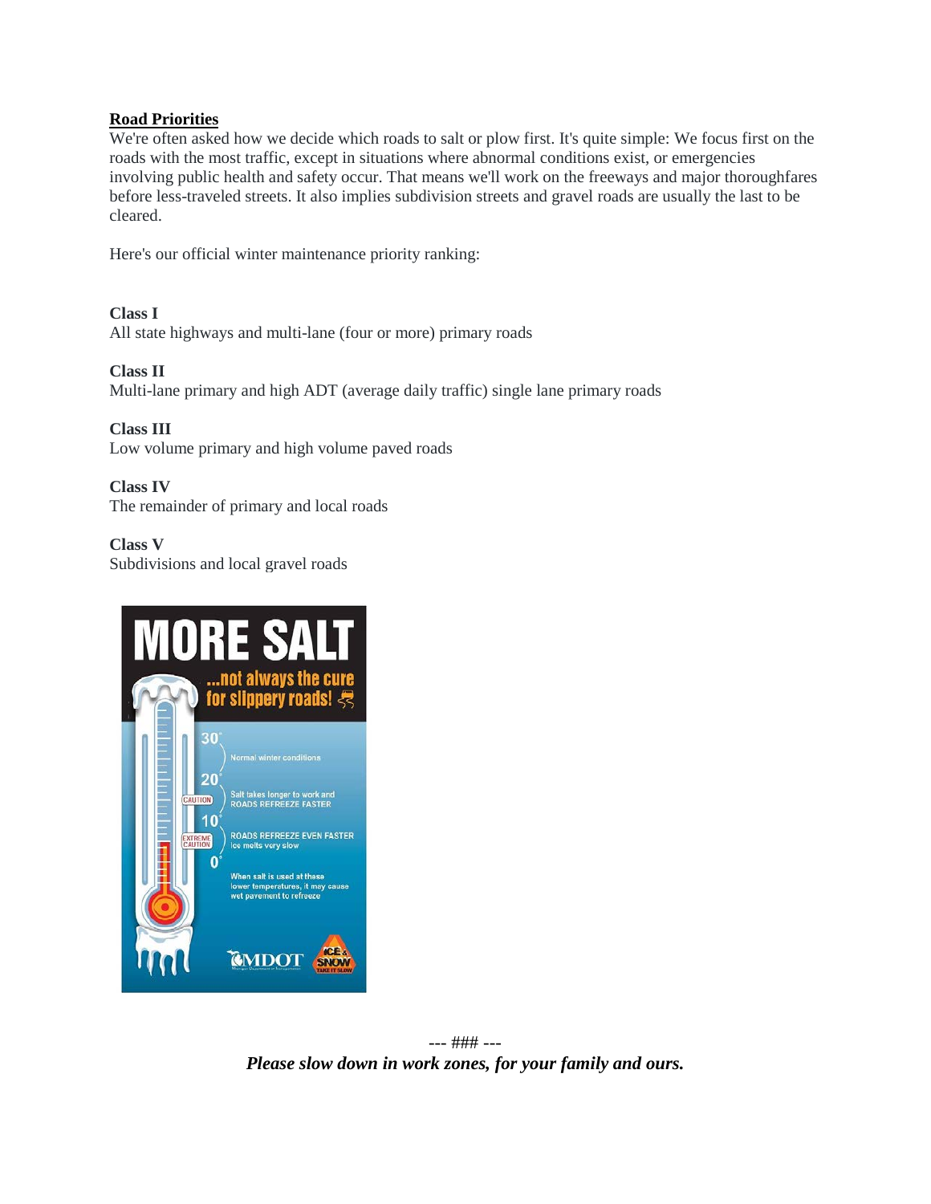**Road Priorities**

We're often asked how we decide which roads to salt or plow first. It's quite simple: We focus first on the roads with the most traffic, except in situations where abnormal conditions exist, or emergencies involving public health and safety occur. That means we'll work on the freeways and major thoroughfares before less-traveled streets. It also implies subdivision streets and gravel roads are usually the last to be cleared.

Here's our official winter maintenance priority ranking:

**Class I**
All state highways and multi-lane (four or more) primary roads

**Class II**
Multi-lane primary and high ADT (average daily traffic) single lane primary roads

**Class III**
Low volume primary and high volume paved roads

**Class IV**
The remainder of primary and local roads

**Class V**
Subdivisions and local gravel roads

MORE SALT

...not always the cure for slippery roads!

30°

Normal winter conditions

20°

CAUTION

Salt takes longer to work and ROADS REFREEZE FASTER

10°

EXTREME CAUTION

ROADS REFREEZE EVEN FASTER
Ice melts very slow

0°

When salt is used at these lower temperatures, it may cause wet pavement to refreeze

MDOT

ICE & SNOW TAKE IT SLOW

--- ### ---

***Please slow down in work zones, for your family and ours.***